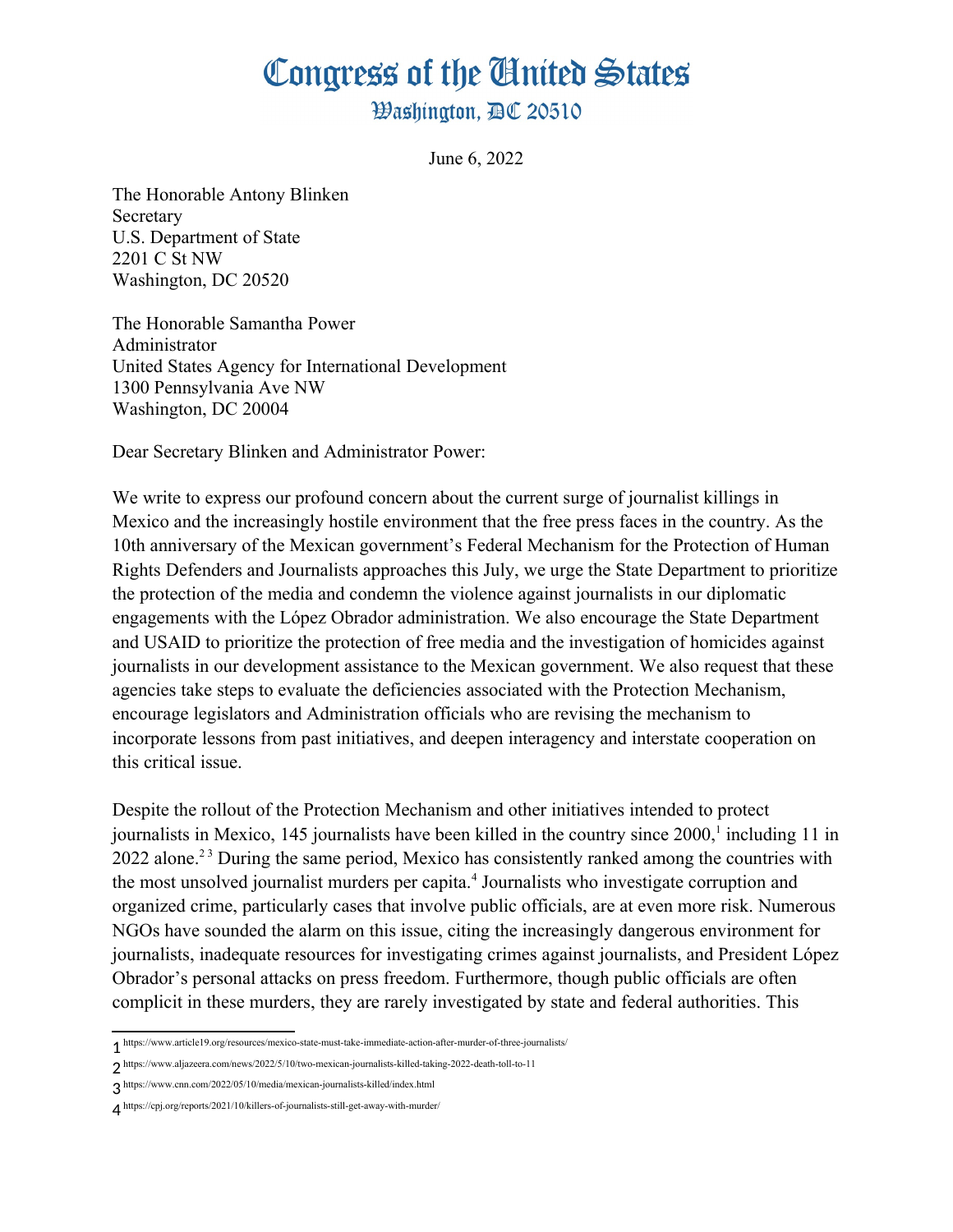# Congress of the United States

## Washington, DC 20510

June 6, 2022

The Honorable Antony Blinken
Secretary
U.S. Department of State
2201 C St NW
Washington, DC 20520

The Honorable Samantha Power
Administrator
United States Agency for International Development
1300 Pennsylvania Ave NW
Washington, DC 20004

Dear Secretary Blinken and Administrator Power:

We write to express our profound concern about the current surge of journalist killings in Mexico and the increasingly hostile environment that the free press faces in the country. As the 10th anniversary of the Mexican government's Federal Mechanism for the Protection of Human Rights Defenders and Journalists approaches this July, we urge the State Department to prioritize the protection of the media and condemn the violence against journalists in our diplomatic engagements with the López Obrador administration. We also encourage the State Department and USAID to prioritize the protection of free media and the investigation of homicides against journalists in our development assistance to the Mexican government. We also request that these agencies take steps to evaluate the deficiencies associated with the Protection Mechanism, encourage legislators and Administration officials who are revising the mechanism to incorporate lessons from past initiatives, and deepen interagency and interstate cooperation on this critical issue.

Despite the rollout of the Protection Mechanism and other initiatives intended to protect journalists in Mexico, 145 journalists have been killed in the country since 2000,[1] including 11 in 2022 alone.[2] [3] During the same period, Mexico has consistently ranked among the countries with the most unsolved journalist murders per capita.[4] Journalists who investigate corruption and organized crime, particularly cases that involve public officials, are at even more risk. Numerous NGOs have sounded the alarm on this issue, citing the increasingly dangerous environment for journalists, inadequate resources for investigating crimes against journalists, and President López Obrador's personal attacks on press freedom. Furthermore, though public officials are often complicit in these murders, they are rarely investigated by state and federal authorities. This

---

1 https://www.article19.org/resources/mexico-state-must-take-immediate-action-after-murder-of-three-journalists/

2 https://www.aljazeera.com/news/2022/5/10/two-mexican-journalists-killed-taking-2022-death-toll-to-11

3 https://www.cnn.com/2022/05/10/media/mexican-journalists-killed/index.html

4 https://cpj.org/reports/2021/10/killers-of-journalists-still-get-away-with-murder/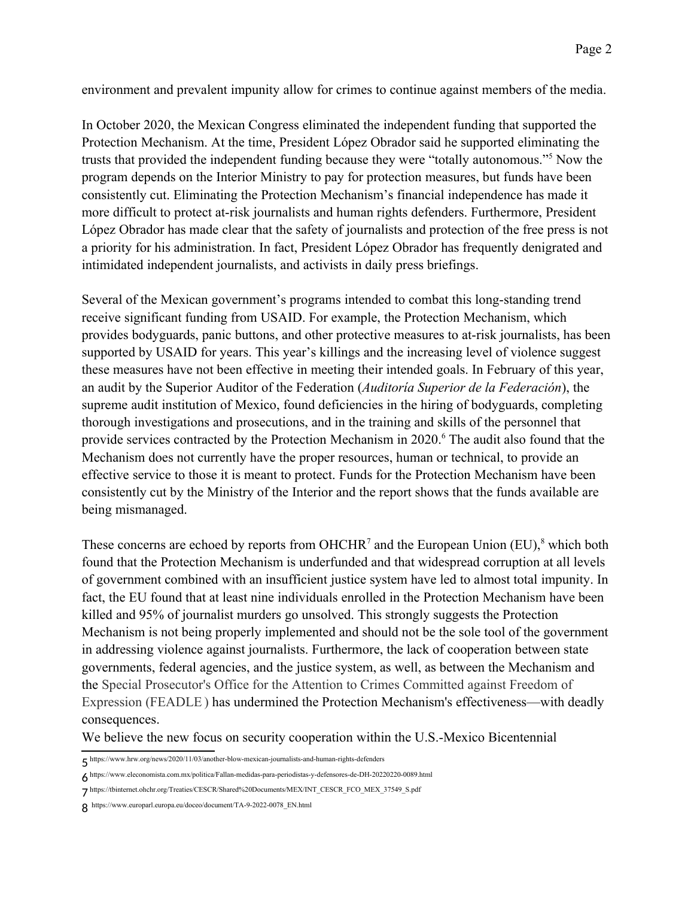environment and prevalent impunity allow for crimes to continue against members of the media.

In October 2020, the Mexican Congress eliminated the independent funding that supported the Protection Mechanism. At the time, President López Obrador said he supported eliminating the trusts that provided the independent funding because they were "totally autonomous."[5] Now the program depends on the Interior Ministry to pay for protection measures, but funds have been consistently cut. Eliminating the Protection Mechanism's financial independence has made it more difficult to protect at-risk journalists and human rights defenders. Furthermore, President López Obrador has made clear that the safety of journalists and protection of the free press is not a priority for his administration. In fact, President López Obrador has frequently denigrated and intimidated independent journalists, and activists in daily press briefings.

Several of the Mexican government's programs intended to combat this long-standing trend receive significant funding from USAID. For example, the Protection Mechanism, which provides bodyguards, panic buttons, and other protective measures to at-risk journalists, has been supported by USAID for years. This year's killings and the increasing level of violence suggest these measures have not been effective in meeting their intended goals. In February of this year, an audit by the Superior Auditor of the Federation (*Auditoría Superior de la Federación*), the supreme audit institution of Mexico, found deficiencies in the hiring of bodyguards, completing thorough investigations and prosecutions, and in the training and skills of the personnel that provide services contracted by the Protection Mechanism in 2020.[6] The audit also found that the Mechanism does not currently have the proper resources, human or technical, to provide an effective service to those it is meant to protect. Funds for the Protection Mechanism have been consistently cut by the Ministry of the Interior and the report shows that the funds available are being mismanaged.

These concerns are echoed by reports from OHCHR[7] and the European Union (EU),[8] which both found that the Protection Mechanism is underfunded and that widespread corruption at all levels of government combined with an insufficient justice system have led to almost total impunity. In fact, the EU found that at least nine individuals enrolled in the Protection Mechanism have been killed and 95% of journalist murders go unsolved. This strongly suggests the Protection Mechanism is not being properly implemented and should not be the sole tool of the government in addressing violence against journalists. Furthermore, the lack of cooperation between state governments, federal agencies, and the justice system, as well, as between the Mechanism and the Special Prosecutor's Office for the Attention to Crimes Committed against Freedom of Expression (FEADLE ) has undermined the Protection Mechanism's effectiveness—with deadly consequences.

We believe the new focus on security cooperation within the U.S.-Mexico Bicentennial

---

5 https://www.hrw.org/news/2020/11/03/another-blow-mexican-journalists-and-human-rights-defenders

6 https://www.eleconomista.com.mx/politica/Fallan-medidas-para-periodistas-y-defensores-de-DH-20220220-0089.html

7 https://tbinternet.ohchr.org/Treaties/CESCR/Shared%20Documents/MEX/INT_CESCR_FCO_MEX_37549_S.pdf

8 https://www.europarl.europa.eu/doceo/document/TA-9-2022-0078_EN.html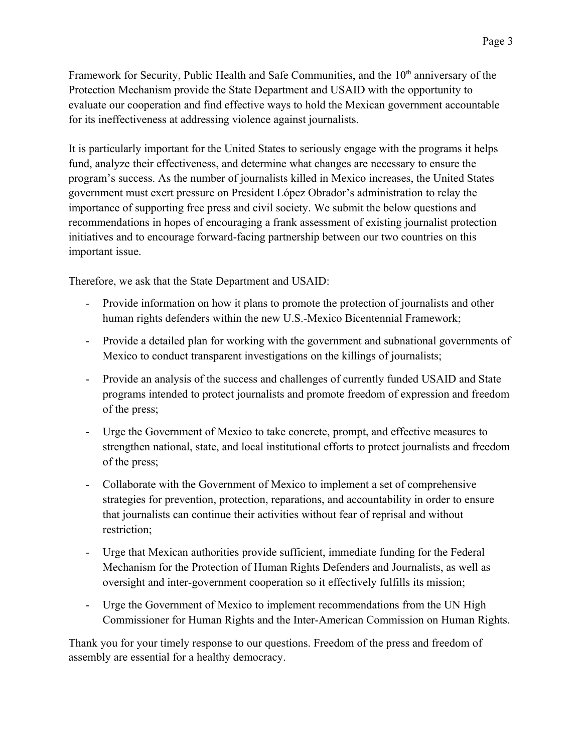Framework for Security, Public Health and Safe Communities, and the 10th anniversary of the Protection Mechanism provide the State Department and USAID with the opportunity to evaluate our cooperation and find effective ways to hold the Mexican government accountable for its ineffectiveness at addressing violence against journalists.

It is particularly important for the United States to seriously engage with the programs it helps fund, analyze their effectiveness, and determine what changes are necessary to ensure the program's success. As the number of journalists killed in Mexico increases, the United States government must exert pressure on President López Obrador's administration to relay the importance of supporting free press and civil society. We submit the below questions and recommendations in hopes of encouraging a frank assessment of existing journalist protection initiatives and to encourage forward-facing partnership between our two countries on this important issue.

Therefore, we ask that the State Department and USAID:

- Provide information on how it plans to promote the protection of journalists and other human rights defenders within the new U.S.-Mexico Bicentennial Framework;
- Provide a detailed plan for working with the government and subnational governments of Mexico to conduct transparent investigations on the killings of journalists;
- Provide an analysis of the success and challenges of currently funded USAID and State programs intended to protect journalists and promote freedom of expression and freedom of the press;
- Urge the Government of Mexico to take concrete, prompt, and effective measures to strengthen national, state, and local institutional efforts to protect journalists and freedom of the press;
- Collaborate with the Government of Mexico to implement a set of comprehensive strategies for prevention, protection, reparations, and accountability in order to ensure that journalists can continue their activities without fear of reprisal and without restriction;
- Urge that Mexican authorities provide sufficient, immediate funding for the Federal Mechanism for the Protection of Human Rights Defenders and Journalists, as well as oversight and inter-government cooperation so it effectively fulfills its mission;
- Urge the Government of Mexico to implement recommendations from the UN High Commissioner for Human Rights and the Inter-American Commission on Human Rights.

Thank you for your timely response to our questions. Freedom of the press and freedom of assembly are essential for a healthy democracy.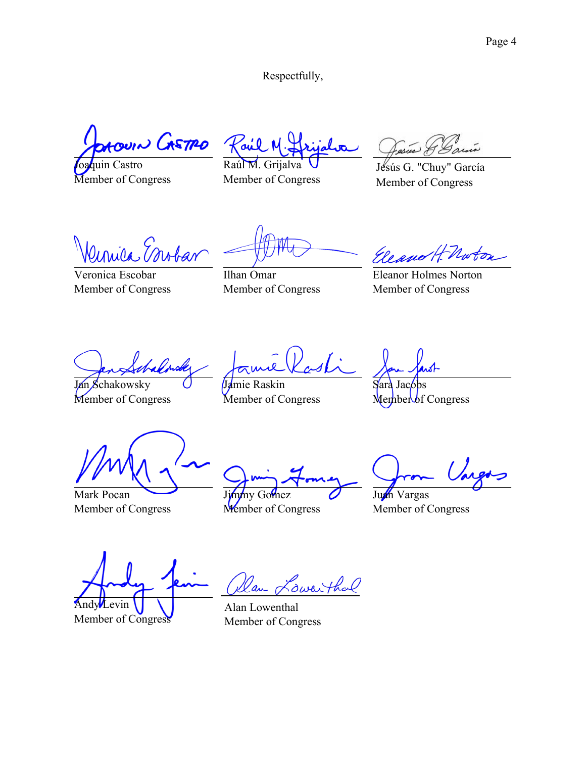Respectfully,

Joaquin Castro
Member of Congress

Raúl M. Grijalva
Member of Congress

Jesús G. "Chuy" García
Member of Congress

Veronica Escobar
Member of Congress

Ilhan Omar
Member of Congress

Eleanor Holmes Norton
Member of Congress

Jan Schakowsky
Member of Congress

Jamie Raskin
Member of Congress

Sara Jacobs
Member of Congress

Mark Pocan
Member of Congress

Jimmy Gomez
Member of Congress

Juan Vargas
Member of Congress

Andy Levin
Member of Congress

Alan Lowenthal
Member of Congress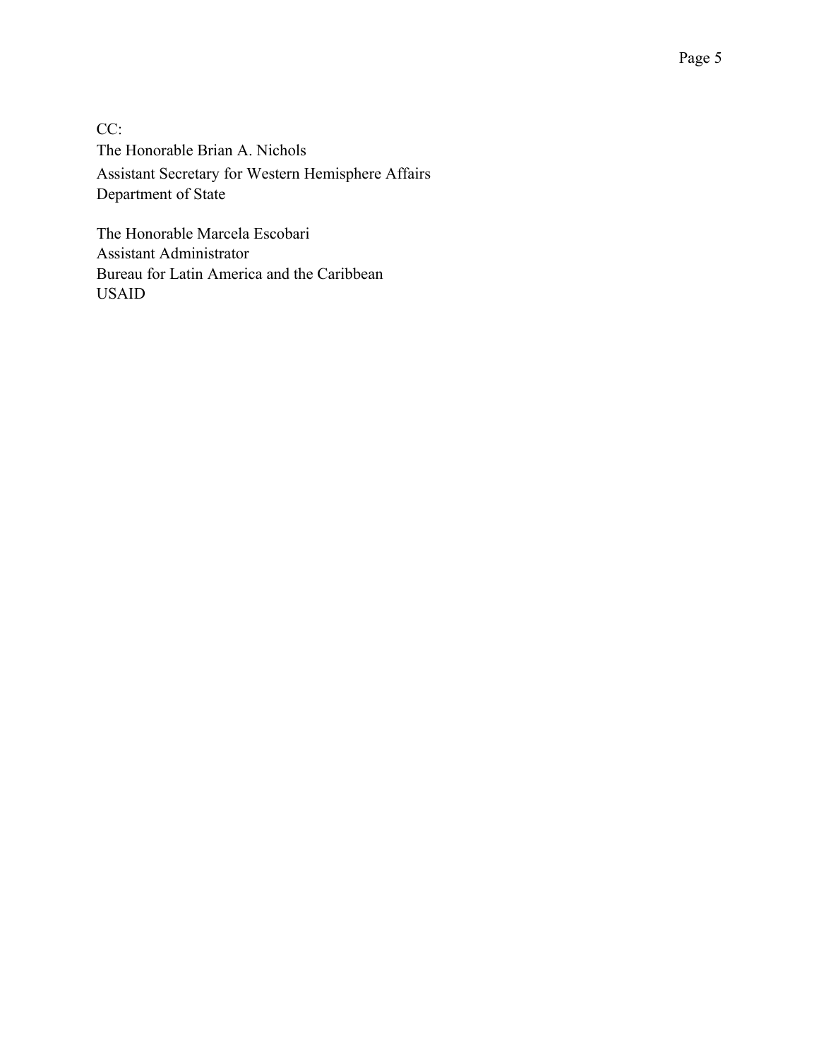CC:
The Honorable Brian A. Nichols
Assistant Secretary for Western Hemisphere Affairs
Department of State

The Honorable Marcela Escobari
Assistant Administrator
Bureau for Latin America and the Caribbean
USAID